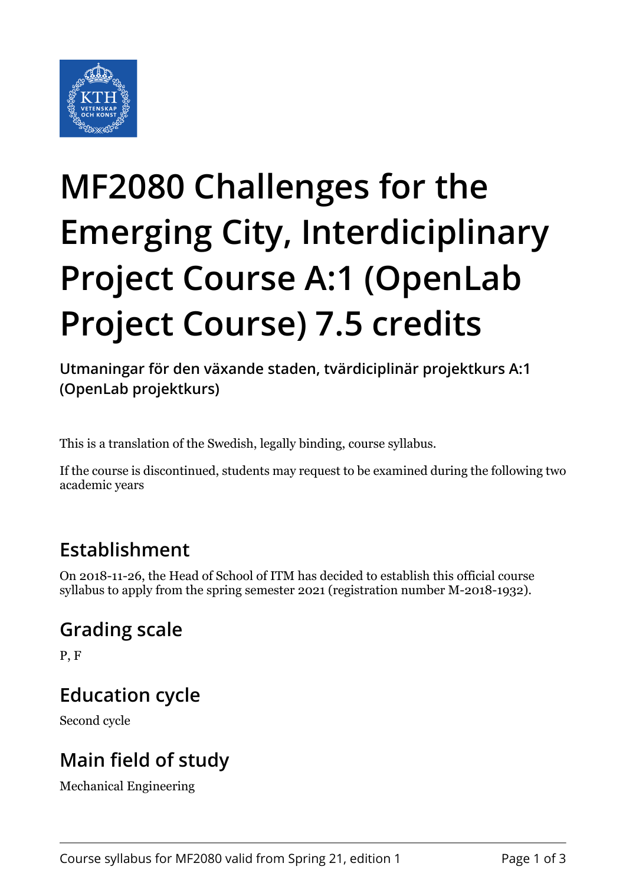# MF2080 Challenges for the Emerging City, Interdiciplinary Project Course A:1 (OpenLab Project Course) 7.5 credits

**Utmaningar för den växande staden, tvärdiciplinär projektkurs A:1 (OpenLab projektkurs)**

This is a translation of the Swedish, legally binding, course syllabus.

If the course is discontinued, students may request to be examined during the following two academic years

## Establishment

On 2018-11-26, the Head of School of ITM has decided to establish this official course syllabus to apply from the spring semester 2021 (registration number M-2018-1932).

## Grading scale

P, F

## Education cycle

Second cycle

## Main field of study

Mechanical Engineering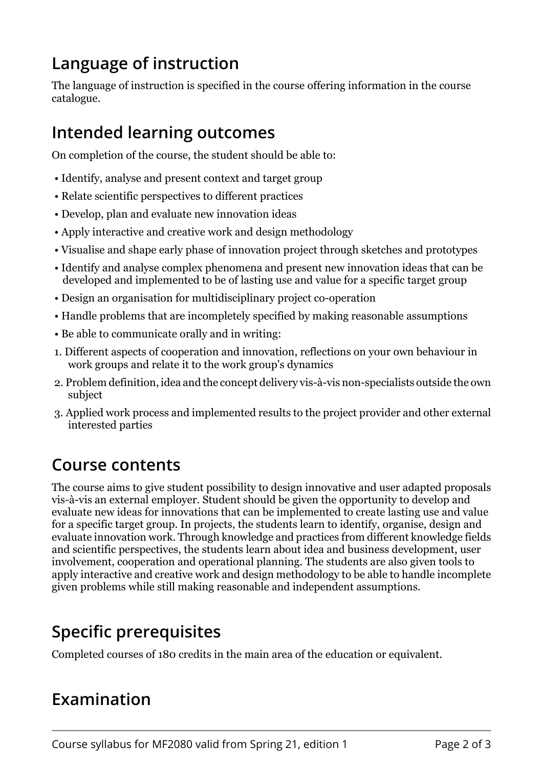## Language of instruction

The language of instruction is specified in the course offering information in the course catalogue.

## Intended learning outcomes

On completion of the course, the student should be able to:

- Identify, analyse and present context and target group
- Relate scientific perspectives to different practices
- Develop, plan and evaluate new innovation ideas
- Apply interactive and creative work and design methodology
- Visualise and shape early phase of innovation project through sketches and prototypes
- Identify and analyse complex phenomena and present new innovation ideas that can be developed and implemented to be of lasting use and value for a specific target group
- Design an organisation for multidisciplinary project co-operation
- Handle problems that are incompletely specified by making reasonable assumptions
- Be able to communicate orally and in writing:

1. Different aspects of cooperation and innovation, reflections on your own behaviour in work groups and relate it to the work group's dynamics
2. Problem definition, idea and the concept delivery vis-à-vis non-specialists outside the own subject
3. Applied work process and implemented results to the project provider and other external interested parties

## Course contents

The course aims to give student possibility to design innovative and user adapted proposals vis-à-vis an external employer. Student should be given the opportunity to develop and evaluate new ideas for innovations that can be implemented to create lasting use and value for a specific target group. In projects, the students learn to identify, organise, design and evaluate innovation work. Through knowledge and practices from different knowledge fields and scientific perspectives, the students learn about idea and business development, user involvement, cooperation and operational planning. The students are also given tools to apply interactive and creative work and design methodology to be able to handle incomplete given problems while still making reasonable and independent assumptions.

## Specific prerequisites

Completed courses of 180 credits in the main area of the education or equivalent.

## Examination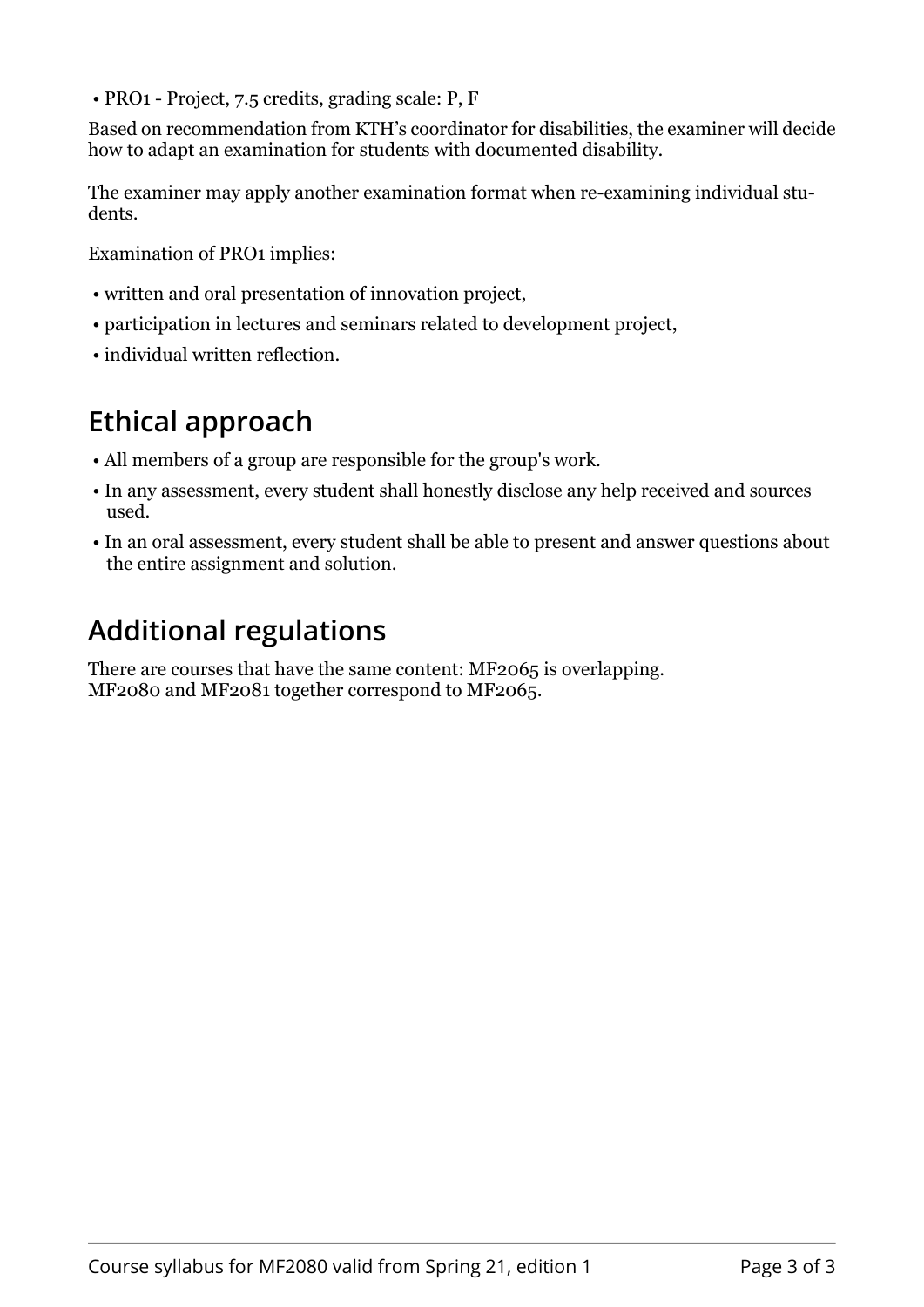- PRO1 - Project, 7.5 credits, grading scale: P, F

Based on recommendation from KTH's coordinator for disabilities, the examiner will decide how to adapt an examination for students with documented disability.

The examiner may apply another examination format when re-examining individual students.

Examination of PRO1 implies:

- written and oral presentation of innovation project,
- participation in lectures and seminars related to development project,
- individual written reflection.

## Ethical approach

- All members of a group are responsible for the group's work.
- In any assessment, every student shall honestly disclose any help received and sources used.
- In an oral assessment, every student shall be able to present and answer questions about the entire assignment and solution.

## Additional regulations

There are courses that have the same content: MF2065 is overlapping.
MF2080 and MF2081 together correspond to MF2065.